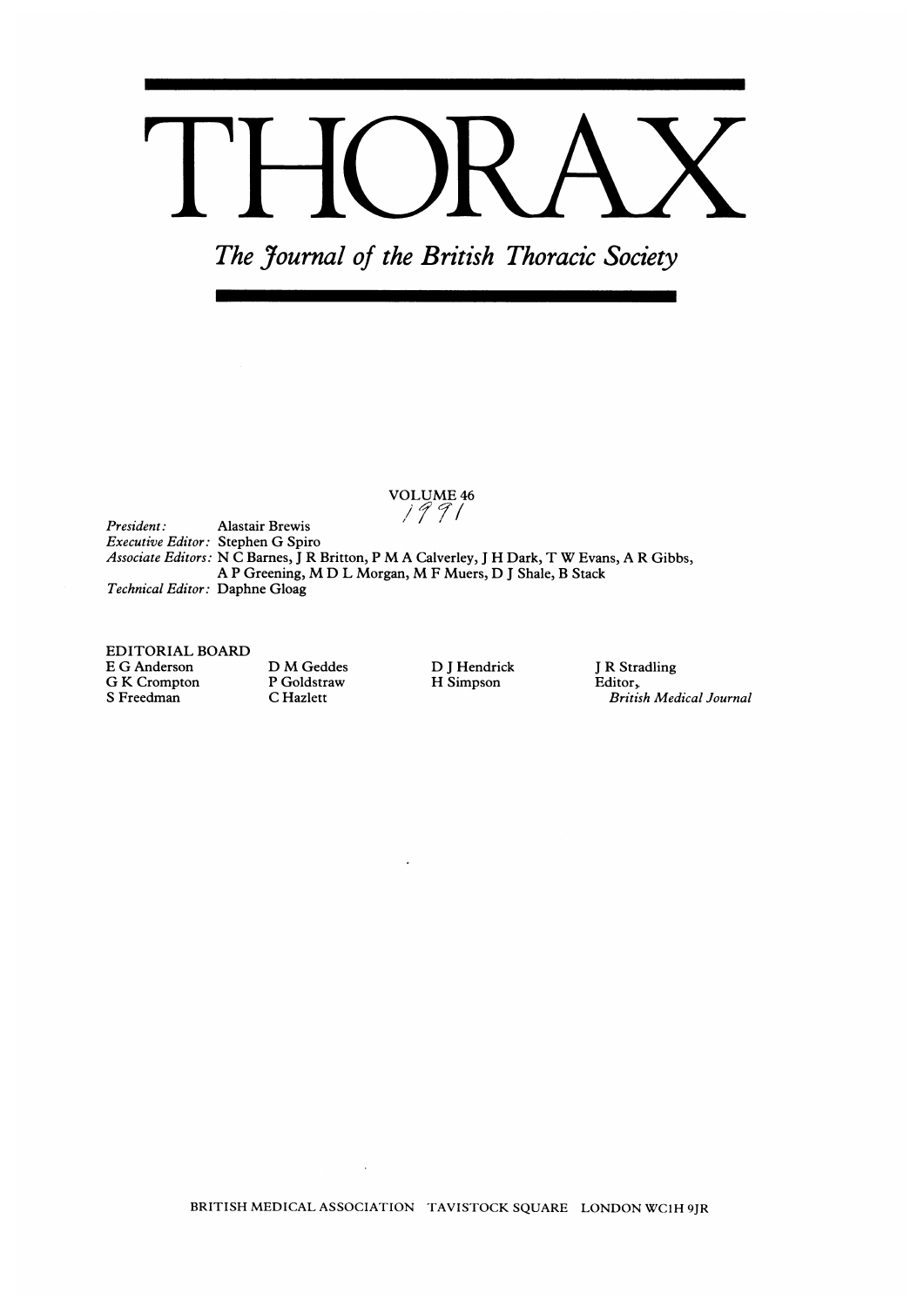# THORAX

*The Journal of the British Thoracic Society*

VOLUME 46

1991

*President:* Alastair Brewis
*Executive Editor:* Stephen G Spiro
*Associate Editors:* N C Barnes, J R Britton, P M A Calverley, J H Dark, T W Evans, A R Gibbs, A P Greening, M D L Morgan, M F Muers, D J Shale, B Stack
*Technical Editor:* Daphne Gloag

EDITORIAL BOARD

E G Anderson
G K Crompton
S Freedman
D M Geddes
P Goldstraw
C Hazlett
D J Hendrick
H Simpson
J R Stradling
Editor, *British Medical Journal*

BRITISH MEDICAL ASSOCIATION TAVISTOCK SQUARE LONDON WC1H 9JR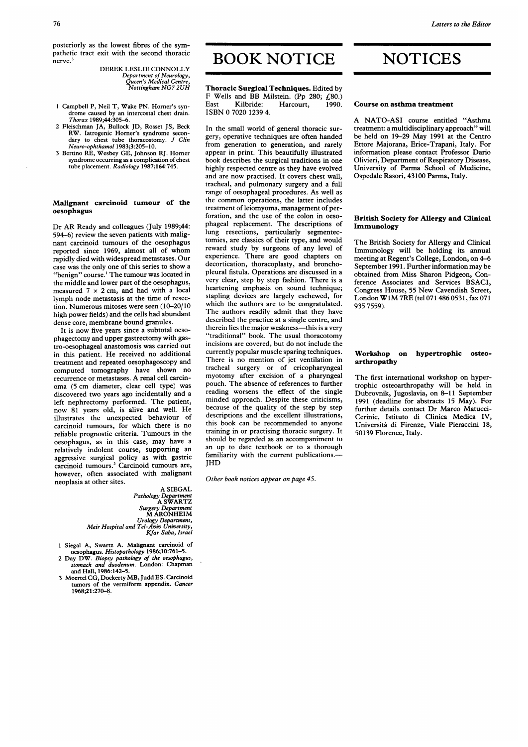posteriorly as the lowest fibres of the sympathetic tract exit with the second thoracic nerve.[3]

DEREK LESLIE CONNOLLY
*Department of Neurology,*
*Queen's Medical Centre,*
*Nottingham NG7 2UH*

1 Campbell P, Neil T, Wake PN. Horner's syndrome caused by an intercostal chest drain. *Thorax* 1989;**44**:305–6.
2 Fleischman JA, Bullock JD, Rosset JS, Beck RW. Iatrogenic Horner's syndrome secondary to chest tube thoracostomy. *J Clin Neuro-ophthamol* 1983;**3**:205–10.
3 Bertino RE, Wesbey GE, Johnson RJ. Horner syndrome occurring as a complication of chest tube placement. *Radiology* 1987;**164**:745.

### Malignant carcinoid tumour of the oesophagus

Dr AR Ready and colleagues (July 1989;**44**: 594–6) review the seven patients with malignant carcinoid tumours of the oesophagus reported since 1969, almost all of whom rapidly died with widespread metastases. Our case was the only one of this series to show a "benign" course.[1] The tumour was located in the middle and lower part of the oesophagus, measured 7 × 2 cm, and had with a local lymph node metastasis at the time of resection. Numerous mitoses were seen (10–20/10 high power fields) and the cells had abundant dense core, membrane bound granules.

It is now five years since a subtotal oesophagectomy and upper gastrectomy with gastro-oesophageal anastomosis was carried out in this patient. He received no additional treatment and repeated oesophagoscopy and computed tomography have shown no recurrence or metastases. A renal cell carcinoma (5 cm diameter, clear cell type) was discovered two years ago incidentally and a left nephrectomy performed. The patient, now 81 years old, is alive and well. He illustrates the unexpected behaviour of carcinoid tumours, for which there is no reliable prognostic criteria. Tumours in the oesophagus, as in this case, may have a relatively indolent course, supporting an aggressive surgical policy as with gastric carcinoid tumours.[2] Carcinoid tumours are, however, often associated with malignant neoplasia at other sites.

A SIEGAL
*Pathology Department*
A SWARTZ
*Surgery Department*
M ARONHEIM
*Urology Department,*
*Meir Hospital and Tel-Aviv University,*
*Kfar Saba, Israel*

1 Siegal A, Swartz A. Malignant carcinoid of oesophagus. *Histopathology* 1986;**10**:761–5.
2 Day DW. *Biopsy pathology of the oesophagus, stomach and duodenum.* London: Chapman and Hall, 1986:142–5.
3 Moertel CG, Dockerty MB, Judd ES. Carcinoid tumors of the vermiform appendix. *Cancer* 1968;**21**:270–8.

# BOOK NOTICE

**Thoracic Surgical Techniques.** Edited by F Wells and BB Milstein. (Pp 280; £80.) East Kilbride: Harcourt, 1990. ISBN 0 7020 1239 4.

In the small world of general thoracic surgery, operative techniques are often handed from generation to generation, and rarely appear in print. This beautifully illustrated book describes the surgical traditions in one highly respected centre as they have evolved and are now practised. It covers chest wall, tracheal, and pulmonary surgery and a full range of oesophageal procedures. As well as the common operations, the latter includes treatment of leiomyoma, management of perforation, and the use of the colon in oesophageal replacement. The descriptions of lung resections, particularly segmentectomies, are classics of their type, and would reward study by surgeons of any level of experience. There are good chapters on decortication, thoracoplasty, and bronchopleural fistula. Operations are discussed in a very clear, step by step fashion. There is a heartening emphasis on sound technique; stapling devices are largely eschewed, for which the authors are to be congratulated. The authors readily admit that they have described the practice at a single centre, and therein lies the major weakness—this is a very "traditional" book. The usual thoracotomy incisions are covered, but do not include the currently popular muscle sparing techniques. There is no mention of jet ventilation in tracheal surgery or of cricopharyngeal myotomy after excision of a pharyngeal pouch. The absence of references to further reading worsens the effect of the single minded approach. Despite these criticisms, because of the quality of the step by step descriptions and the excellent illustrations, this book can be recommended to anyone training in or practising thoracic surgery. It should be regarded as an accompaniment to an up to date textbook or to a thorough familiarity with the current publications.—JHD

*Other book notices appear on page 45.*

# NOTICES

### Course on asthma treatment

A NATO-ASI course entitled "Asthma treatment: a multidisciplinary approach" will be held on 19–29 May 1991 at the Centro Ettore Majorana, Erice-Trapani, Italy. For information please contact Professor Dario Olivieri, Department of Respiratory Disease, University of Parma School of Medicine, Ospedale Rasori, 43100 Parma, Italy.

### British Society for Allergy and Clinical Immunology

The British Society for Allergy and Clinical Immunology will be holding its annual meeting at Regent's College, London, on 4–6 September 1991. Further information may be obtained from Miss Sharon Pidgeon, Conference Associates and Services BSACI, Congress House, 55 New Cavendish Street, London W1M 7RE (tel 071 486 0531, fax 071 935 7559).

### Workshop on hypertrophic osteoarthropathy

The first international workshop on hypertrophic osteoarthropathy will be held in Dubrovnik, Jugoslavia, on 8–11 September 1991 (deadline for abstracts 15 May). For further details contact Dr Marco Matucci-Cerinic, Istituto di Clinica Medica IV, Università di Firenze, Viale Pieraccini 18, 50139 Florence, Italy.